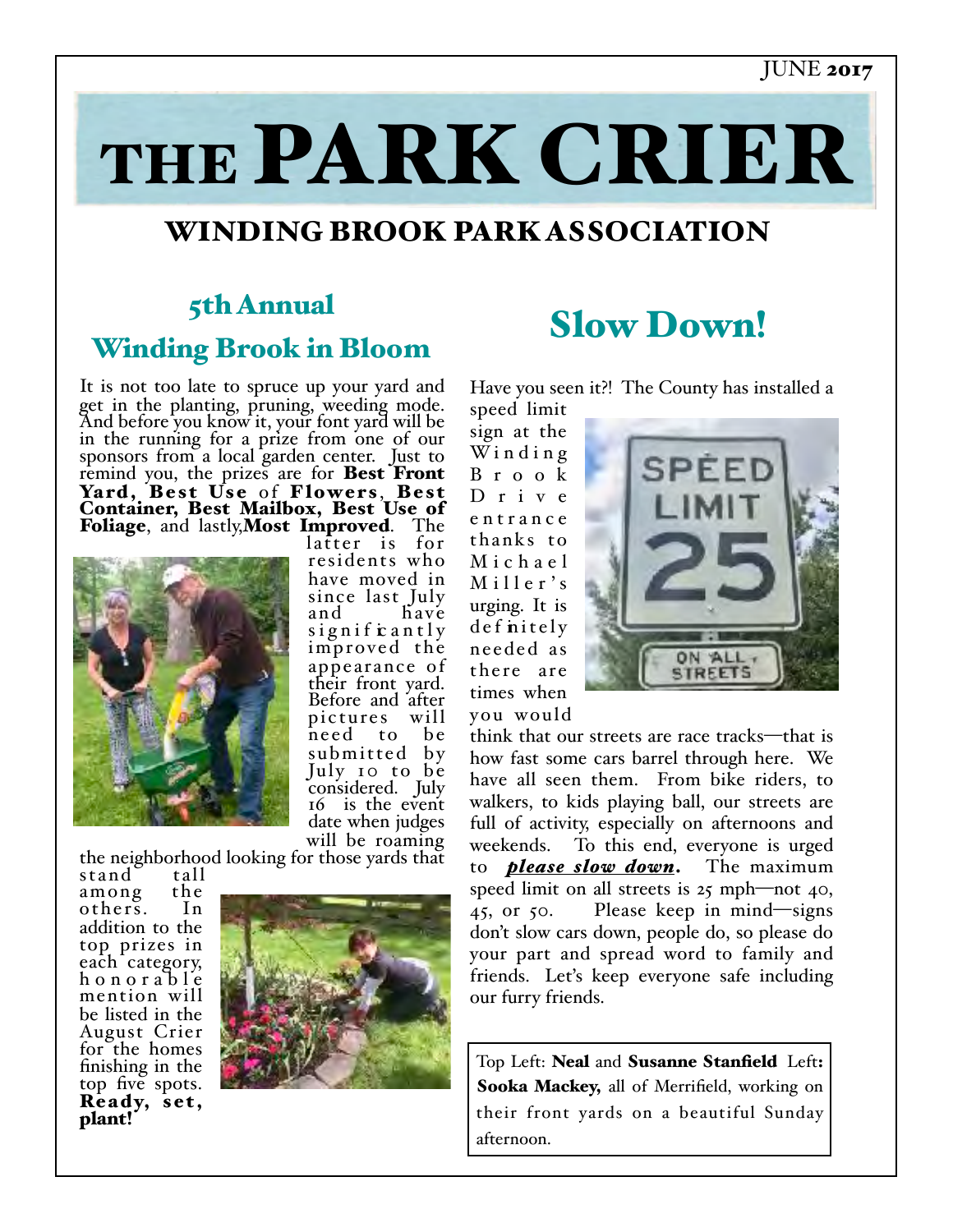JUNE 2017

# THE PARK CRIER

## WINDING BROOK PARK ASSOCIATION

## 5th Annual Winding Brook in Bloom

It is not too late to spruce up your yard and get in the planting, pruning, weeding mode. And before you know it, your font yard will be in the running for a prize from one of our sponsors from a local garden center. Just to remind you, the prizes are for **Best Front Yard, Best Use of Flowers**, **Best Container, Best Mailbox, Best Use of Foliage**, and lastly,**Most Improved**. The latter is for residents who have moved in since last July and have significantly improved the appearance of their front yard. Before and after pictures will need to be submitted by July 10 to be considered. July 16 is the event date when judges will be roaming the neighborhood looking for those yards that stand tall among the others. In addition to the top prizes in each category, honorable mention will be listed in the August Crier for the homes finishing in the top five spots. **Ready, set, plant!**

## Slow Down!

Have you seen it?! The County has installed a speed limit sign at the Winding Brook Drive entrance thanks to Michael Miller's urging. It is definitely needed as there are times when you would think that our streets are race tracks—that is how fast some cars barrel through here. We have all seen them. From bike riders, to walkers, to kids playing ball, our streets are full of activity, especially on afternoons and weekends. To this end, everyone is urged to ***please slow down***. The maximum speed limit on all streets is 25 mph—not 40, 45, or 50. Please keep in mind—signs don't slow cars down, people do, so please do your part and spread word to family and friends. Let's keep everyone safe including our furry friends.

Top Left: **Neal** and **Susanne Stanfield** Left**: Sooka Mackey,** all of Merrifield, working on their front yards on a beautiful Sunday afternoon.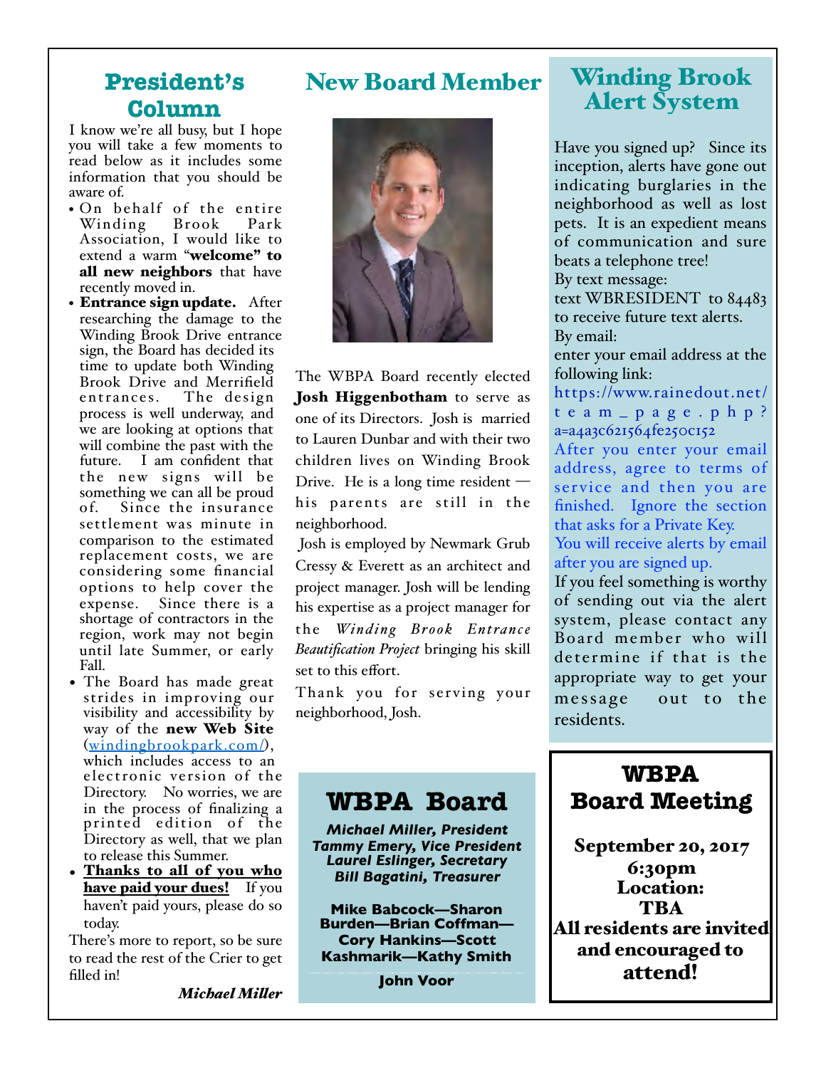## President's Column

I know we're all busy, but I hope you will take a few moments to read below as it includes some information that you should be aware of.

- On behalf of the entire Winding Brook Park Association, I would like to extend a warm "**welcome" to all new neighbors** that have recently moved in.
- **Entrance sign update.** After researching the damage to the Winding Brook Drive entrance sign, the Board has decided its time to update both Winding Brook Drive and Merrifield entrances. The design process is well underway, and we are looking at options that will combine the past with the future. I am confident that the new signs will be something we can all be proud of. Since the insurance settlement was minute in comparison to the estimated replacement costs, we are considering some financial options to help cover the expense. Since there is a shortage of contractors in the region, work may not begin until late Summer, or early Fall.
- The Board has made great strides in improving our visibility and accessibility by way of the **new Web Site** (windingbrookpark.com/), which includes access to an electronic version of the Directory. No worries, we are in the process of finalizing a printed edition of the Directory as well, that we plan to release this Summer.
- **Thanks to all of you who have paid your dues!** If you haven't paid yours, please do so today.

There's more to report, so be sure to read the rest of the Crier to get filled in!

***Michael Miller***

## New Board Member

The WBPA Board recently elected **Josh Higgenbotham** to serve as one of its Directors. Josh is married to Lauren Dunbar and with their two children lives on Winding Brook Drive. He is a long time resident — his parents are still in the neighborhood.

Josh is employed by Newmark Grub Cressy & Everett as an architect and project manager. Josh will be lending his expertise as a project manager for the *Winding Brook Entrance Beautification Project* bringing his skill set to this effort.

Thank you for serving your neighborhood, Josh.

## WBPA Board

***Michael Miller, President***
***Tammy Emery, Vice President***
***Laurel Eslinger, Secretary***
***Bill Bagatini, Treasurer***

**Mike Babcock—Sharon Burden—Brian Coffman—Cory Hankins—Scott Kashmarik—Kathy Smith**

**John Voor**

## Winding Brook Alert System

Have you signed up? Since its inception, alerts have gone out indicating burglaries in the neighborhood as well as lost pets. It is an expedient means of communication and sure beats a telephone tree!

By text message:
text WBRESIDENT to 84483 to receive future text alerts.

By email:
enter your email address at the following link:
https://www.rainedout.net/team_page.php?a=a4a3c621564fe250c152

After you enter your email address, agree to terms of service and then you are finished. Ignore the section that asks for a Private Key.

You will receive alerts by email after you are signed up.

If you feel something is worthy of sending out via the alert system, please contact any Board member who will determine if that is the appropriate way to get your message out to the residents.

## WBPA Board Meeting

**September 20, 2017**
**6:30pm**
**Location:**
**TBA**
**All residents are invited and encouraged to attend!**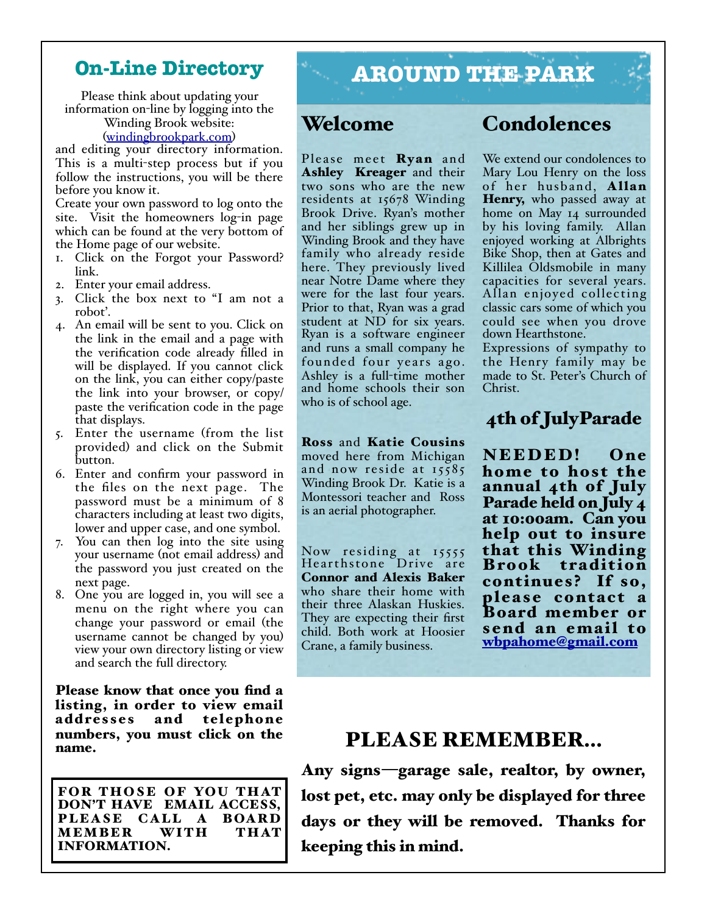## On-Line Directory

Please think about updating your information on-line by logging into the Winding Brook website: (windingbrookpark.com) and editing your directory information. This is a multi-step process but if you follow the instructions, you will be there before you know it.

Create your own password to log onto the site. Visit the homeowners log-in page which can be found at the very bottom of the Home page of our website.

1. Click on the Forgot your Password? link.
2. Enter your email address.
3. Click the box next to "I am not a robot'.
4. An email will be sent to you. Click on the link in the email and a page with the verification code already filled in will be displayed. If you cannot click on the link, you can either copy/paste the link into your browser, or copy/paste the verification code in the page that displays.
5. Enter the username (from the list provided) and click on the Submit button.
6. Enter and confirm your password in the files on the next page. The password must be a minimum of 8 characters including at least two digits, lower and upper case, and one symbol.
7. You can then log into the site using your username (not email address) and the password you just created on the next page.
8. One you are logged in, you will see a menu on the right where you can change your password or email (the username cannot be changed by you) view your own directory listing or view and search the full directory.

**Please know that once you find a listing, in order to view email addresses and telephone numbers, you must click on the name.**

**FOR THOSE OF YOU THAT DON'T HAVE EMAIL ACCESS, PLEASE CALL A BOARD MEMBER WITH THAT INFORMATION.**

# AROUND THE PARK

## Welcome

Please meet **Ryan** and **Ashley Kreager** and their two sons who are the new residents at 15678 Winding Brook Drive. Ryan's mother and her siblings grew up in Winding Brook and they have family who already reside here. They previously lived near Notre Dame where they were for the last four years. Prior to that, Ryan was a grad student at ND for six years. Ryan is a software engineer and runs a small company he founded four years ago. Ashley is a full-time mother and home schools their son who is of school age.

**Ross** and **Katie Cousins** moved here from Michigan and now reside at 15585 Winding Brook Dr. Katie is a Montessori teacher and Ross is an aerial photographer.

Now residing at 15555 Hearthstone Drive are **Connor and Alexis Baker** who share their home with their three Alaskan Huskies. They are expecting their first child. Both work at Hoosier Crane, a family business.

## Condolences

We extend our condolences to Mary Lou Henry on the loss of her husband, **Allan Henry,** who passed away at home on May 14 surrounded by his loving family. Allan enjoyed working at Albrights Bike Shop, then at Gates and Killilea Oldsmobile in many capacities for several years. Allan enjoyed collecting classic cars some of which you could see when you drove down Hearthstone.

Expressions of sympathy to the Henry family may be made to St. Peter's Church of Christ.

## 4th of July Parade

**NEEDED! One home to host the annual 4th of July Parade held on July 4 at 10:00am. Can you help out to insure that this Winding Brook tradition continues? If so, please contact a Board member or send an email to wbpahome@gmail.com**

## PLEASE REMEMBER...

**Any signs—garage sale, realtor, by owner, lost pet, etc. may only be displayed for three days or they will be removed. Thanks for keeping this in mind.**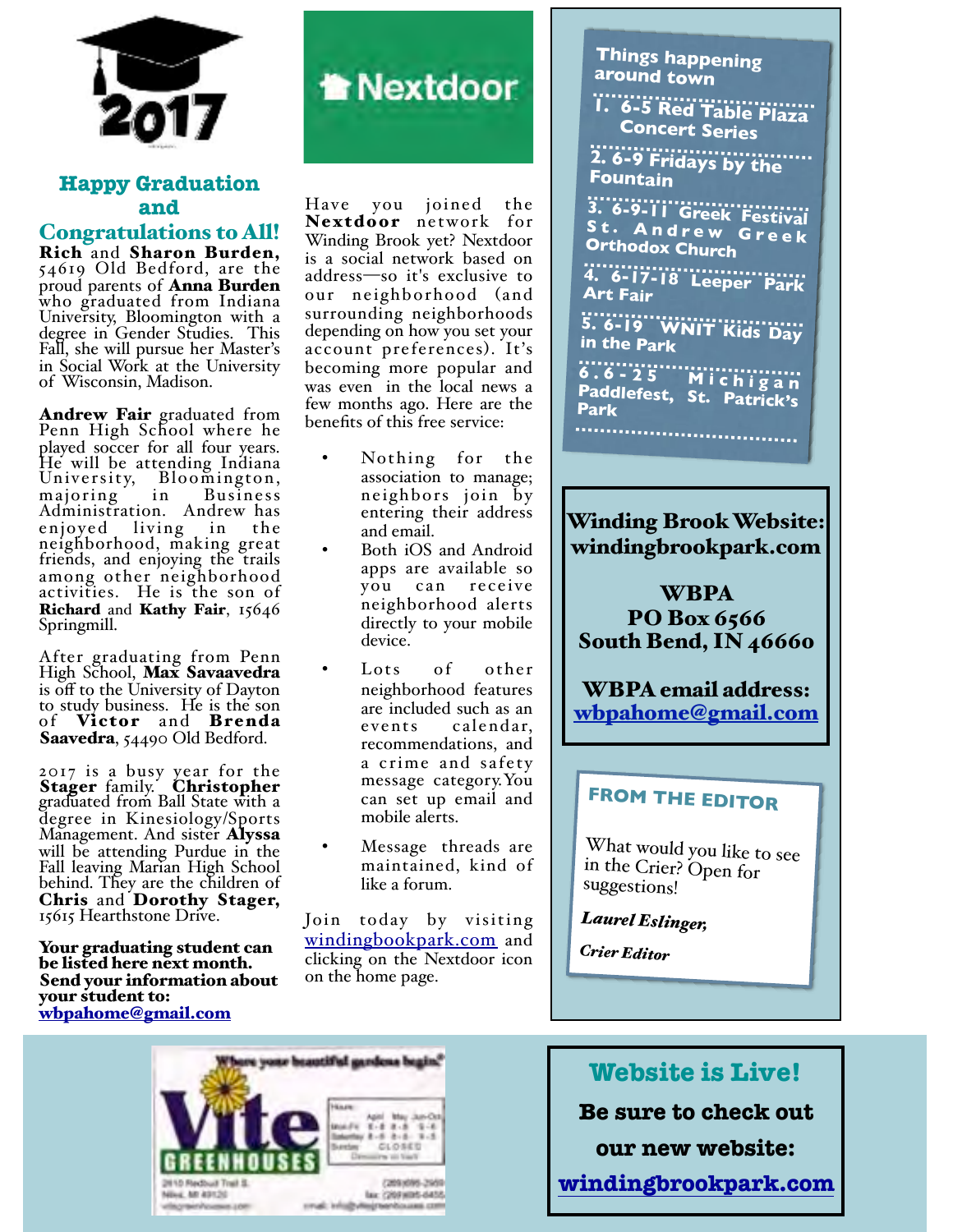## Happy Graduation and Congratulations to All!

**Rich** and **Sharon Burden,** 54619 Old Bedford, are the proud parents of **Anna Burden** who graduated from Indiana University, Bloomington with a degree in Gender Studies. This Fall, she will pursue her Master's in Social Work at the University of Wisconsin, Madison.

**Andrew Fair** graduated from Penn High School where he played soccer for all four years. He will be attending Indiana University, Bloomington, majoring in Business Administration. Andrew has enjoyed living in the neighborhood, making great friends, and enjoying the trails among other neighborhood activities. He is the son of **Richard** and **Kathy Fair**, 15646 Springmill.

After graduating from Penn High School, **Max Savaavedra** is off to the University of Dayton to study business. He is the son of **Victor** and **Brenda Saavedra**, 54490 Old Bedford.

2017 is a busy year for the **Stager** family. **Christopher** graduated from Ball State with a degree in Kinesiology/Sports Management. And sister **Alyssa** will be attending Purdue in the Fall leaving Marian High School behind. They are the children of **Chris** and **Dorothy Stager,** 15615 Hearthstone Drive.

**Your graduating student can be listed here next month. Send your information about your student to:** wbpahome@gmail.com

## Nextdoor

Have you joined the **Nextdoor** network for Winding Brook yet? Nextdoor is a social network based on address—so it's exclusive to our neighborhood (and surrounding neighborhoods depending on how you set your account preferences). It's becoming more popular and was even in the local news a few months ago. Here are the benefits of this free service:

- Nothing for the association to manage; neighbors join by entering their address and email.
- Both iOS and Android apps are available so you can receive neighborhood alerts directly to your mobile device.
- Lots of other neighborhood features are included such as an events calendar, recommendations, and a crime and safety message category. You can set up email and mobile alerts.
- Message threads are maintained, kind of like a forum.

Join today by visiting windingbookpark.com and clicking on the Nextdoor icon on the home page.

## Things happening around town

1. 6-5 Red Table Plaza Concert Series
2. 6-9 Fridays by the Fountain
3. 6-9-11 Greek Festival St. Andrew Greek Orthodox Church
4. 6-17-18 Leeper Park Art Fair
5. 6-19 WNIT Kids Day in the Park
6. 6-25 Michigan Paddlefest, St. Patrick's Park

**Winding Brook Website:**
**windingbrookpark.com**

**WBPA**
**PO Box 6566**
**South Bend, IN 46660**

**WBPA email address:**
**wbpahome@gmail.com**

### FROM THE EDITOR

What would you like to see in the Crier? Open for suggestions!

***Laurel Eslinger,***

***Crier Editor***

Where your beautiful gardens begin!

Vite GREENHOUSES

Hours: April May Jun-Oct
Mon-Fri 8-8 8-8 9-6
Saturday 8-8 8-8 9-5
Sunday CLOSED

2410 Redbud Trail S.
Niles, MI 49120
vitegreenhouses.com

(269)695-2959
fax: (269)695-6455
email: info@vitegreenhouses.com

## Website is Live!

**Be sure to check out our new website:**

**windingbrookpark.com**